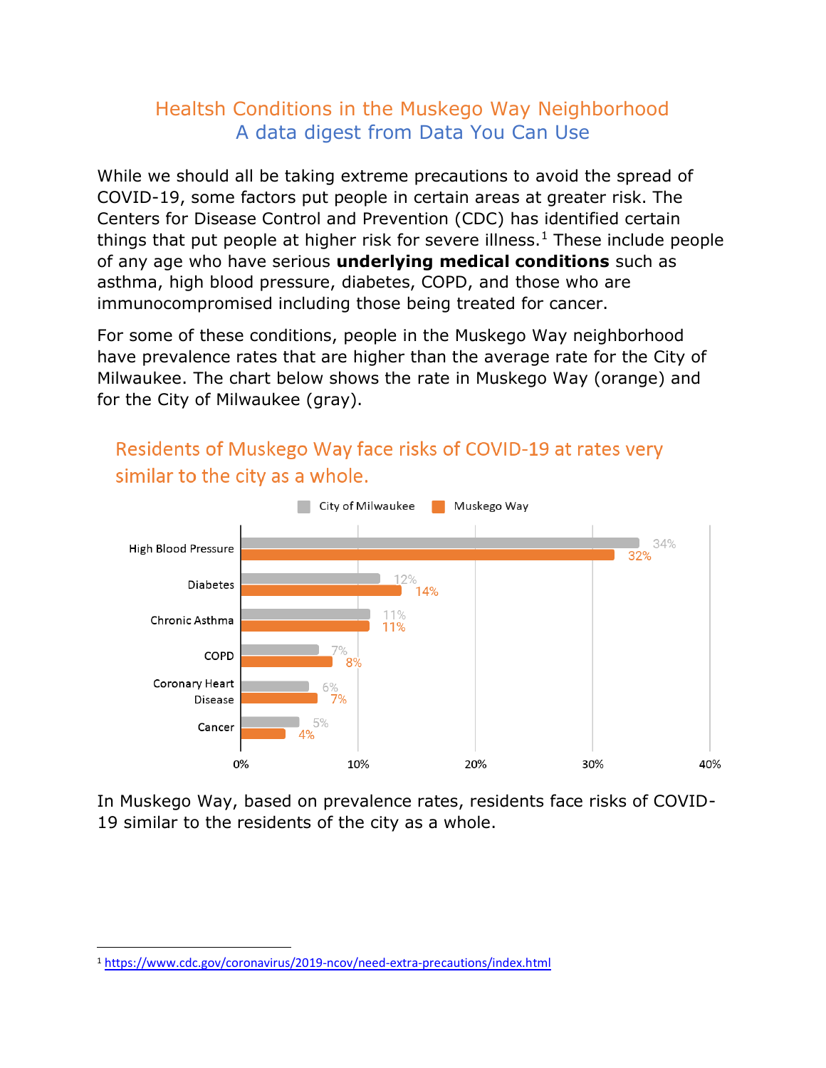# Healtsh Conditions in the Muskego Way Neighborhood

## A data digest from Data You Can Use

While we should all be taking extreme precautions to avoid the spread of COVID-19, some factors put people in certain areas at greater risk. The Centers for Disease Control and Prevention (CDC) has identified certain things that put people at higher risk for severe illness.[1] These include people of any age who have serious **underlying medical conditions** such as asthma, high blood pressure, diabetes, COPD, and those who are immunocompromised including those being treated for cancer.

For some of these conditions, people in the Muskego Way neighborhood have prevalence rates that are higher than the average rate for the City of Milwaukee. The chart below shows the rate in Muskego Way (orange) and for the City of Milwaukee (gray).

### Residents of Muskego Way face risks of COVID-19 at rates very similar to the city as a whole.

| Condition | City of Milwaukee | Muskego Way |
|---|---|---|
| High Blood Pressure | 34% | 32% |
| Diabetes | 12% | 14% |
| Chronic Asthma | 11% | 11% |
| COPD | 7% | 8% |
| Coronary Heart Disease | 6% | 7% |
| Cancer | 5% | 4% |

In Muskego Way, based on prevalence rates, residents face risks of COVID-19 similar to the residents of the city as a whole.

[1] https://www.cdc.gov/coronavirus/2019-ncov/need-extra-precautions/index.html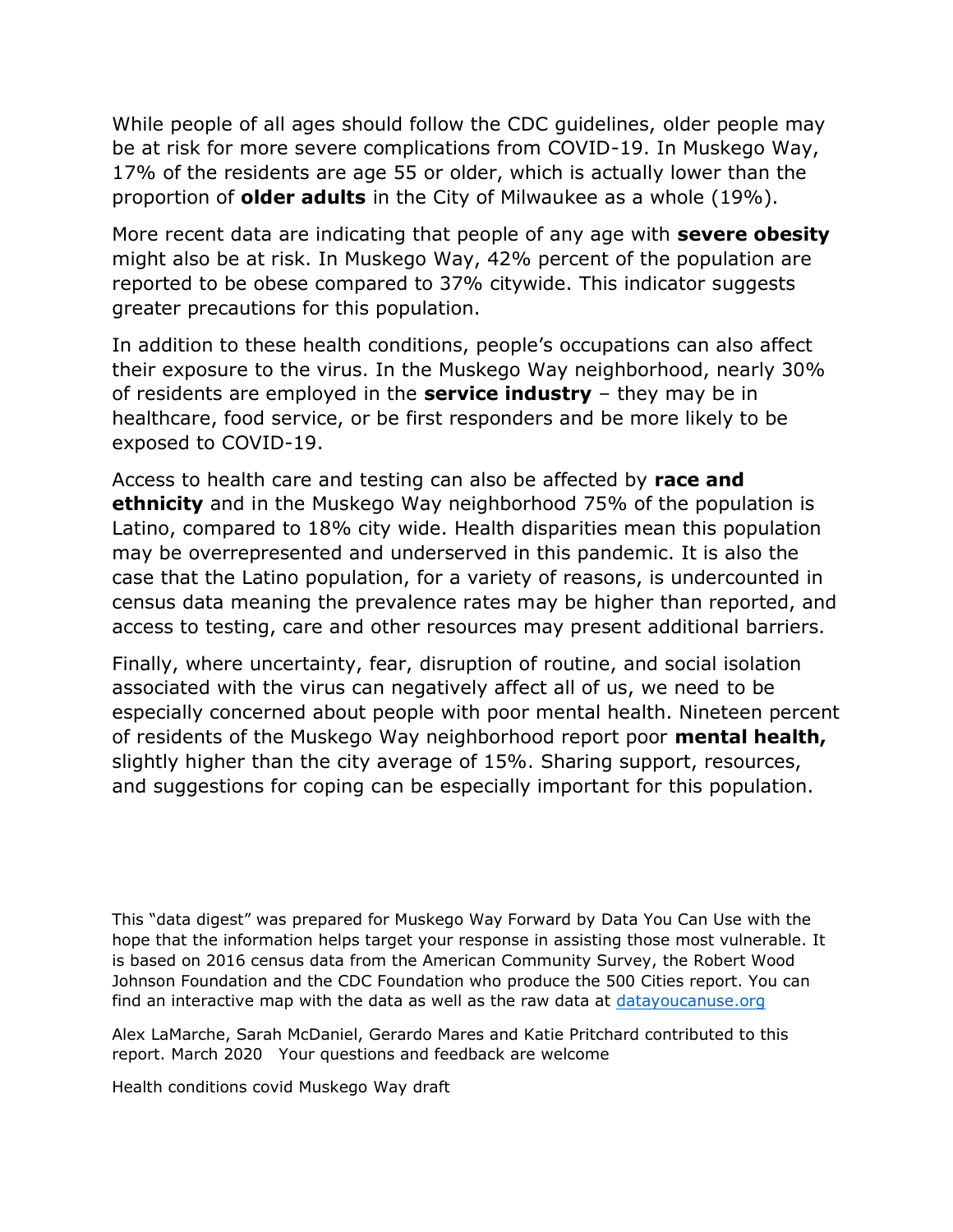While people of all ages should follow the CDC guidelines, older people may be at risk for more severe complications from COVID-19. In Muskego Way, 17% of the residents are age 55 or older, which is actually lower than the proportion of **older adults** in the City of Milwaukee as a whole (19%).

More recent data are indicating that people of any age with **severe obesity** might also be at risk. In Muskego Way, 42% percent of the population are reported to be obese compared to 37% citywide. This indicator suggests greater precautions for this population.

In addition to these health conditions, people's occupations can also affect their exposure to the virus. In the Muskego Way neighborhood, nearly 30% of residents are employed in the **service industry** – they may be in healthcare, food service, or be first responders and be more likely to be exposed to COVID-19.

Access to health care and testing can also be affected by **race and ethnicity** and in the Muskego Way neighborhood 75% of the population is Latino, compared to 18% city wide. Health disparities mean this population may be overrepresented and underserved in this pandemic. It is also the case that the Latino population, for a variety of reasons, is undercounted in census data meaning the prevalence rates may be higher than reported, and access to testing, care and other resources may present additional barriers.

Finally, where uncertainty, fear, disruption of routine, and social isolation associated with the virus can negatively affect all of us, we need to be especially concerned about people with poor mental health. Nineteen percent of residents of the Muskego Way neighborhood report poor **mental health,** slightly higher than the city average of 15%. Sharing support, resources, and suggestions for coping can be especially important for this population.

This "data digest" was prepared for Muskego Way Forward by Data You Can Use with the hope that the information helps target your response in assisting those most vulnerable. It is based on 2016 census data from the American Community Survey, the Robert Wood Johnson Foundation and the CDC Foundation who produce the 500 Cities report. You can find an interactive map with the data as well as the raw data at [datayoucanuse.org](datayoucanuse.org)

Alex LaMarche, Sarah McDaniel, Gerardo Mares and Katie Pritchard contributed to this report. March 2020 Your questions and feedback are welcome

Health conditions covid Muskego Way draft